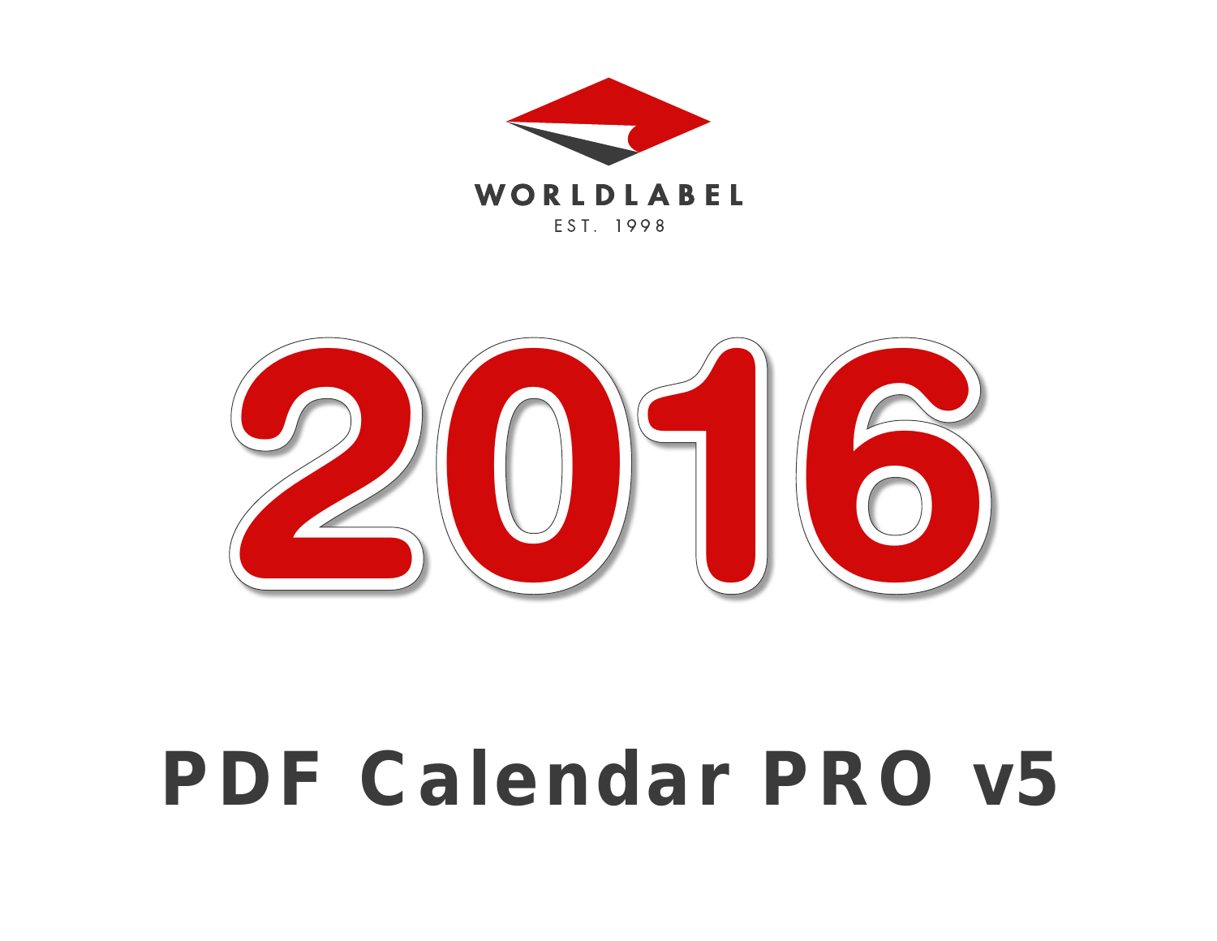WORLDLABEL

EST. 1998

# 2016

# PDF Calendar PRO v5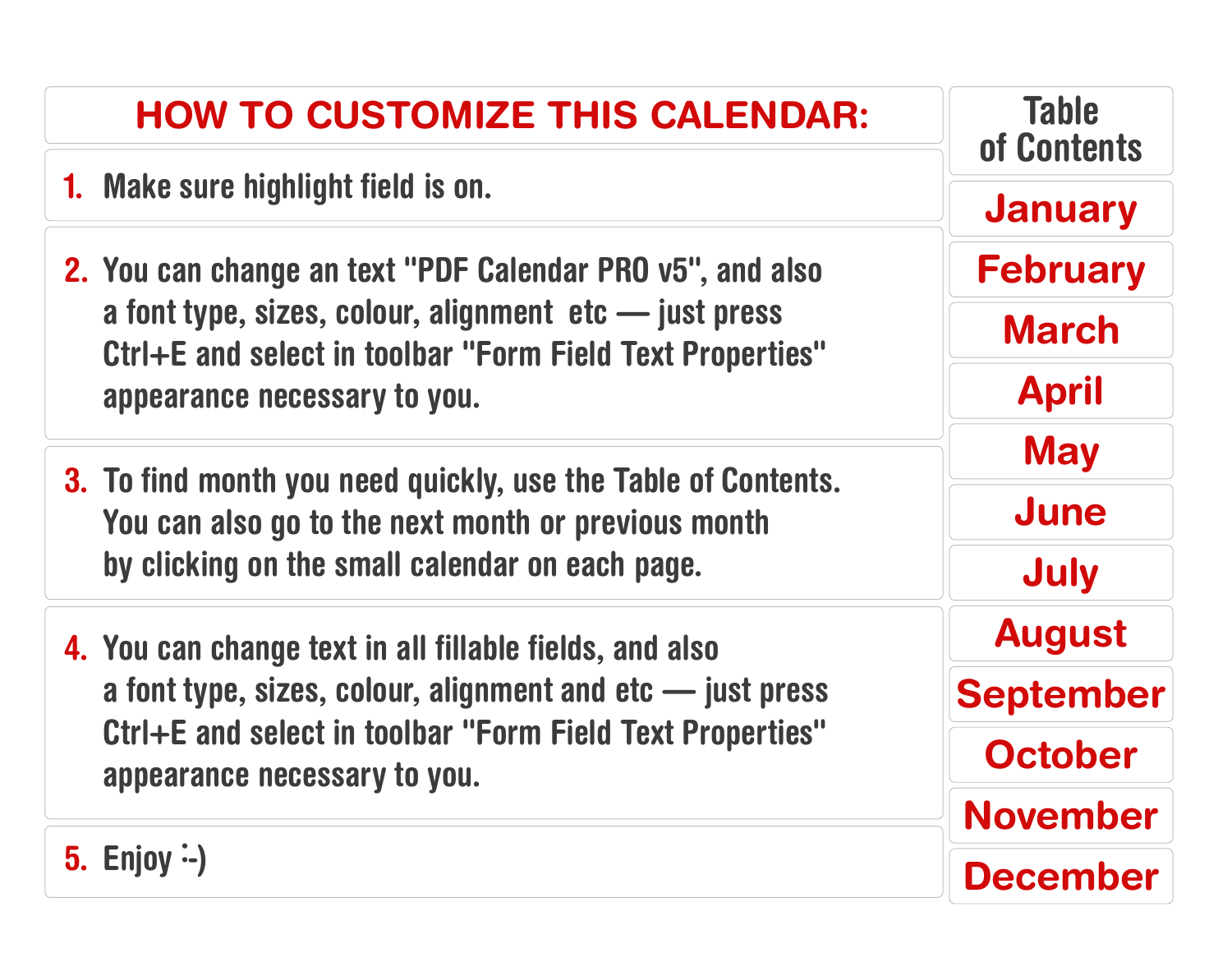# HOW TO CUSTOMIZE THIS CALENDAR:

1. Make sure highlight field is on.

2. You can change an text "PDF Calendar PRO v5", and also a font type, sizes, colour, alignment  etc — just press Ctrl+E and select in toolbar "Form Field Text Properties" appearance necessary to you.

3. To find month you need quickly, use the Table of Contents. You can also go to the next month or previous month by clicking on the small calendar on each page.

4. You can change text in all fillable fields, and also a font type, sizes, colour, alignment and etc — just press Ctrl+E and select in toolbar "Form Field Text Properties" appearance necessary to you.

5. Enjoy :-)

## Table of Contents

- January
- February
- March
- April
- May
- June
- July
- August
- September
- October
- November
- December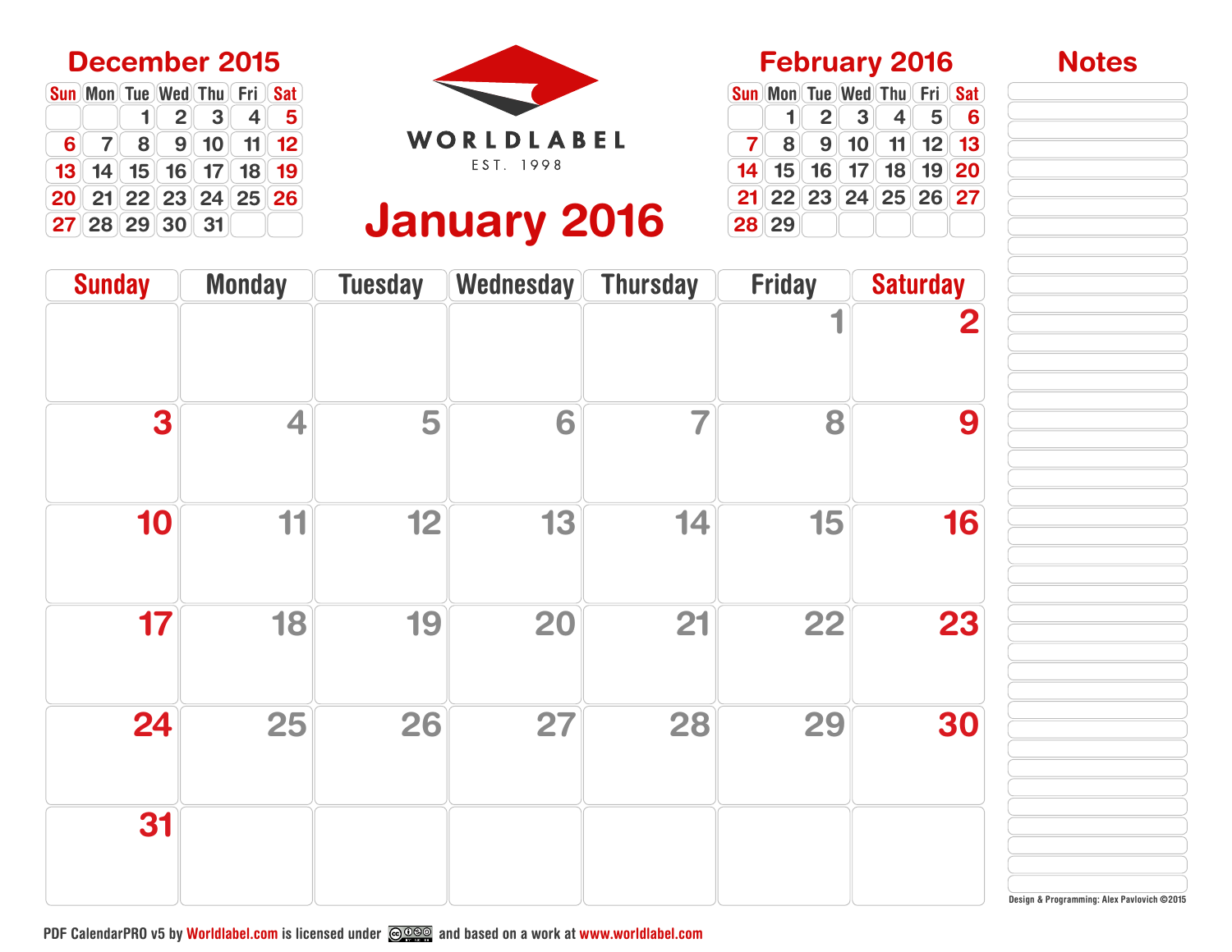## December 2015

| Sun | Mon | Tue | Wed | Thu | Fri | Sat |
|---|---|---|---|---|---|---|
| | | 1 | 2 | 3 | 4 | 5 |
| 6 | 7 | 8 | 9 | 10 | 11 | 12 |
| 13 | 14 | 15 | 16 | 17 | 18 | 19 |
| 20 | 21 | 22 | 23 | 24 | 25 | 26 |
| 27 | 28 | 29 | 30 | 31 | | |

WORLDLABEL

EST. 1998

# January 2016

## February 2016

| Sun | Mon | Tue | Wed | Thu | Fri | Sat |
|---|---|---|---|---|---|---|
| | 1 | 2 | 3 | 4 | 5 | 6 |
| 7 | 8 | 9 | 10 | 11 | 12 | 13 |
| 14 | 15 | 16 | 17 | 18 | 19 | 20 |
| 21 | 22 | 23 | 24 | 25 | 26 | 27 |
| 28 | 29 | | | | | |

## Notes

| Sunday | Monday | Tuesday | Wednesday | Thursday | Friday | Saturday |
|---|---|---|---|---|---|---|
| | | | | | 1 | 2 |
| 3 | 4 | 5 | 6 | 7 | 8 | 9 |
| 10 | 11 | 12 | 13 | 14 | 15 | 16 |
| 17 | 18 | 19 | 20 | 21 | 22 | 23 |
| 24 | 25 | 26 | 27 | 28 | 29 | 30 |
| 31 | | | | | | |

Design & Programming: Alex Pavlovich ©2015

PDF CalendarPRO v5 by Worldlabel.com is licensed under and based on a work at www.worldlabel.com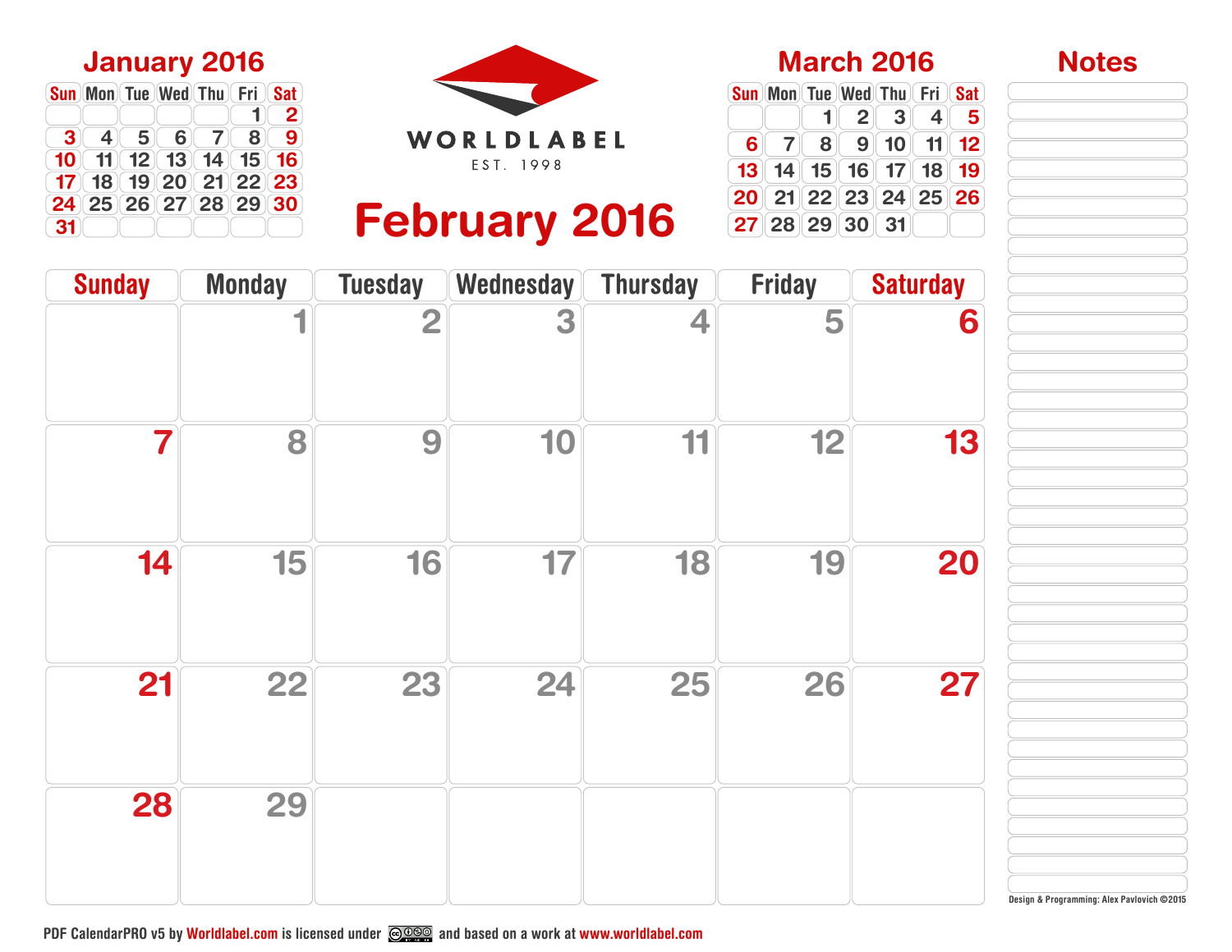## January 2016

| Sun | Mon | Tue | Wed | Thu | Fri | Sat |
|---|---|---|---|---|---|---|
| | | | | | 1 | 2 |
| 3 | 4 | 5 | 6 | 7 | 8 | 9 |
| 10 | 11 | 12 | 13 | 14 | 15 | 16 |
| 17 | 18 | 19 | 20 | 21 | 22 | 23 |
| 24 | 25 | 26 | 27 | 28 | 29 | 30 |
| 31 | | | | | | |

WORLDLABEL

EST. 1998

# February 2016

| Sunday | Monday | Tuesday | Wednesday | Thursday | Friday | Saturday |
|---|---|---|---|---|---|---|
| | 1 | 2 | 3 | 4 | 5 | 6 |
| 7 | 8 | 9 | 10 | 11 | 12 | 13 |
| 14 | 15 | 16 | 17 | 18 | 19 | 20 |
| 21 | 22 | 23 | 24 | 25 | 26 | 27 |
| 28 | 29 | | | | | |

## March 2016

| Sun | Mon | Tue | Wed | Thu | Fri | Sat |
|---|---|---|---|---|---|---|
| | | 1 | 2 | 3 | 4 | 5 |
| 6 | 7 | 8 | 9 | 10 | 11 | 12 |
| 13 | 14 | 15 | 16 | 17 | 18 | 19 |
| 20 | 21 | 22 | 23 | 24 | 25 | 26 |
| 27 | 28 | 29 | 30 | 31 | | |

## Notes

Design & Programming: Alex Pavlovich ©2015

PDF CalendarPRO v5 by Worldlabel.com is licensed under CC BY-NC-SA and based on a work at www.worldlabel.com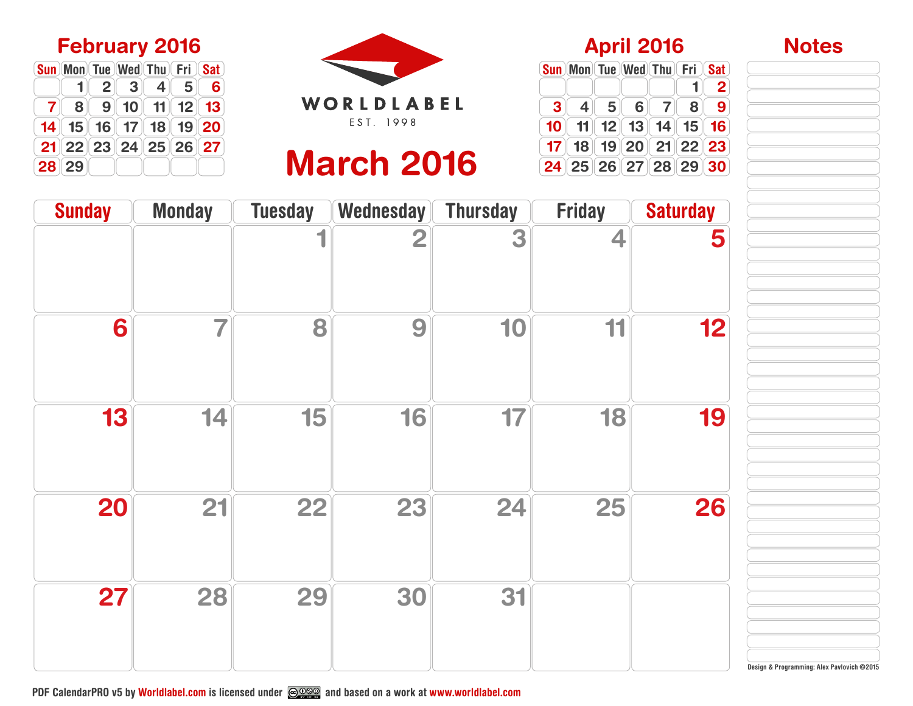## February 2016

| Sun | Mon | Tue | Wed | Thu | Fri | Sat |
|---|---|---|---|---|---|---|
| | 1 | 2 | 3 | 4 | 5 | 6 |
| 7 | 8 | 9 | 10 | 11 | 12 | 13 |
| 14 | 15 | 16 | 17 | 18 | 19 | 20 |
| 21 | 22 | 23 | 24 | 25 | 26 | 27 |
| 28 | 29 | | | | | |

WORLDLABEL

EST. 1998

# March 2016

## April 2016

| Sun | Mon | Tue | Wed | Thu | Fri | Sat |
|---|---|---|---|---|---|---|
| | | | | | 1 | 2 |
| 3 | 4 | 5 | 6 | 7 | 8 | 9 |
| 10 | 11 | 12 | 13 | 14 | 15 | 16 |
| 17 | 18 | 19 | 20 | 21 | 22 | 23 |
| 24 | 25 | 26 | 27 | 28 | 29 | 30 |

## Notes

| Sunday | Monday | Tuesday | Wednesday | Thursday | Friday | Saturday |
|---|---|---|---|---|---|---|
| | | 1 | 2 | 3 | 4 | 5 |
| 6 | 7 | 8 | 9 | 10 | 11 | 12 |
| 13 | 14 | 15 | 16 | 17 | 18 | 19 |
| 20 | 21 | 22 | 23 | 24 | 25 | 26 |
| 27 | 28 | 29 | 30 | 31 | | |

Design & Programming: Alex Pavlovich ©2015

PDF CalendarPRO v5 by Worldlabel.com is licensed under CC BY-NC-SA and based on a work at www.worldlabel.com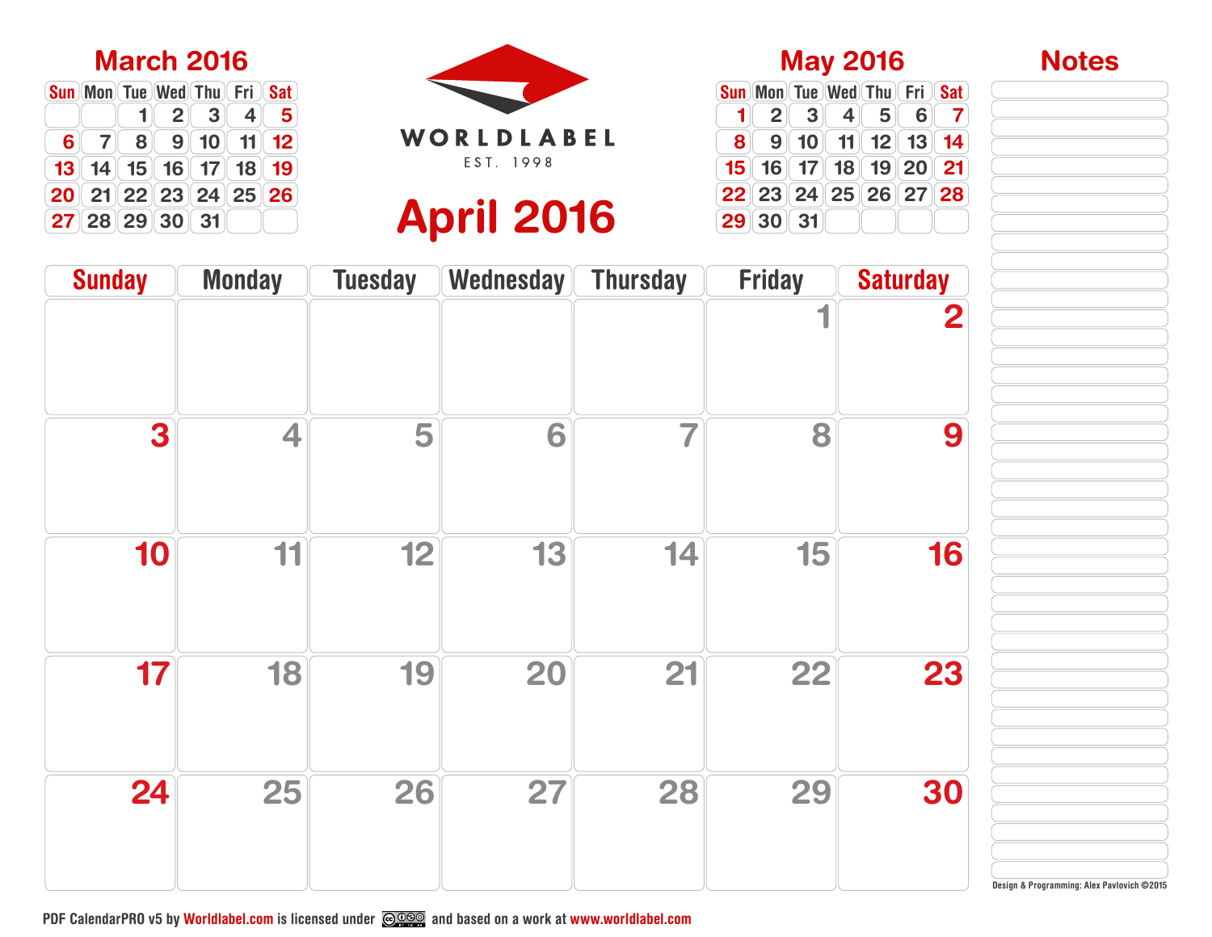## March 2016

| Sun | Mon | Tue | Wed | Thu | Fri | Sat |
|---|---|---|---|---|---|---|
| | | 1 | 2 | 3 | 4 | 5 |
| 6 | 7 | 8 | 9 | 10 | 11 | 12 |
| 13 | 14 | 15 | 16 | 17 | 18 | 19 |
| 20 | 21 | 22 | 23 | 24 | 25 | 26 |
| 27 | 28 | 29 | 30 | 31 | | |

WORLDLABEL
EST. 1998

# April 2016

## May 2016

| Sun | Mon | Tue | Wed | Thu | Fri | Sat |
|---|---|---|---|---|---|---|
| 1 | 2 | 3 | 4 | 5 | 6 | 7 |
| 8 | 9 | 10 | 11 | 12 | 13 | 14 |
| 15 | 16 | 17 | 18 | 19 | 20 | 21 |
| 22 | 23 | 24 | 25 | 26 | 27 | 28 |
| 29 | 30 | 31 | | | | |

| Sunday | Monday | Tuesday | Wednesday | Thursday | Friday | Saturday |
|---|---|---|---|---|---|---|
| | | | | | 1 | 2 |
| 3 | 4 | 5 | 6 | 7 | 8 | 9 |
| 10 | 11 | 12 | 13 | 14 | 15 | 16 |
| 17 | 18 | 19 | 20 | 21 | 22 | 23 |
| 24 | 25 | 26 | 27 | 28 | 29 | 30 |

## Notes

Design & Programming: Alex Pavlovich ©2015

PDF CalendarPRO v5 by Worldlabel.com is licensed under and based on a work at www.worldlabel.com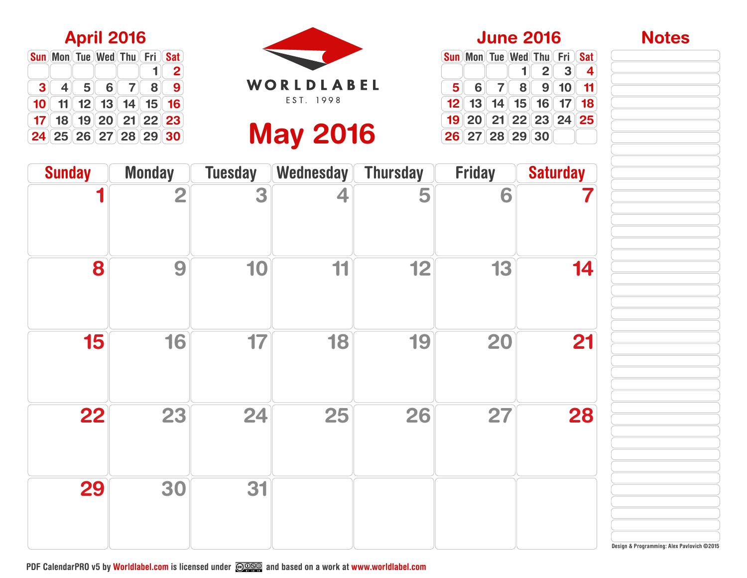## April 2016

| Sun | Mon | Tue | Wed | Thu | Fri | Sat |
|---|---|---|---|---|---|---|
| | | | | | 1 | 2 |
| 3 | 4 | 5 | 6 | 7 | 8 | 9 |
| 10 | 11 | 12 | 13 | 14 | 15 | 16 |
| 17 | 18 | 19 | 20 | 21 | 22 | 23 |
| 24 | 25 | 26 | 27 | 28 | 29 | 30 |

WORLDLABEL

EST. 1998

# May 2016

## June 2016

| Sun | Mon | Tue | Wed | Thu | Fri | Sat |
|---|---|---|---|---|---|---|
| | | | 1 | 2 | 3 | 4 |
| 5 | 6 | 7 | 8 | 9 | 10 | 11 |
| 12 | 13 | 14 | 15 | 16 | 17 | 18 |
| 19 | 20 | 21 | 22 | 23 | 24 | 25 |
| 26 | 27 | 28 | 29 | 30 | | |

| Sunday | Monday | Tuesday | Wednesday | Thursday | Friday | Saturday |
|---|---|---|---|---|---|---|
| 1 | 2 | 3 | 4 | 5 | 6 | 7 |
| 8 | 9 | 10 | 11 | 12 | 13 | 14 |
| 15 | 16 | 17 | 18 | 19 | 20 | 21 |
| 22 | 23 | 24 | 25 | 26 | 27 | 28 |
| 29 | 30 | 31 | | | | |

## Notes

Design & Programming: Alex Pavlovich ©2015

PDF CalendarPRO v5 by Worldlabel.com is licensed under CC BY NC SA and based on a work at www.worldlabel.com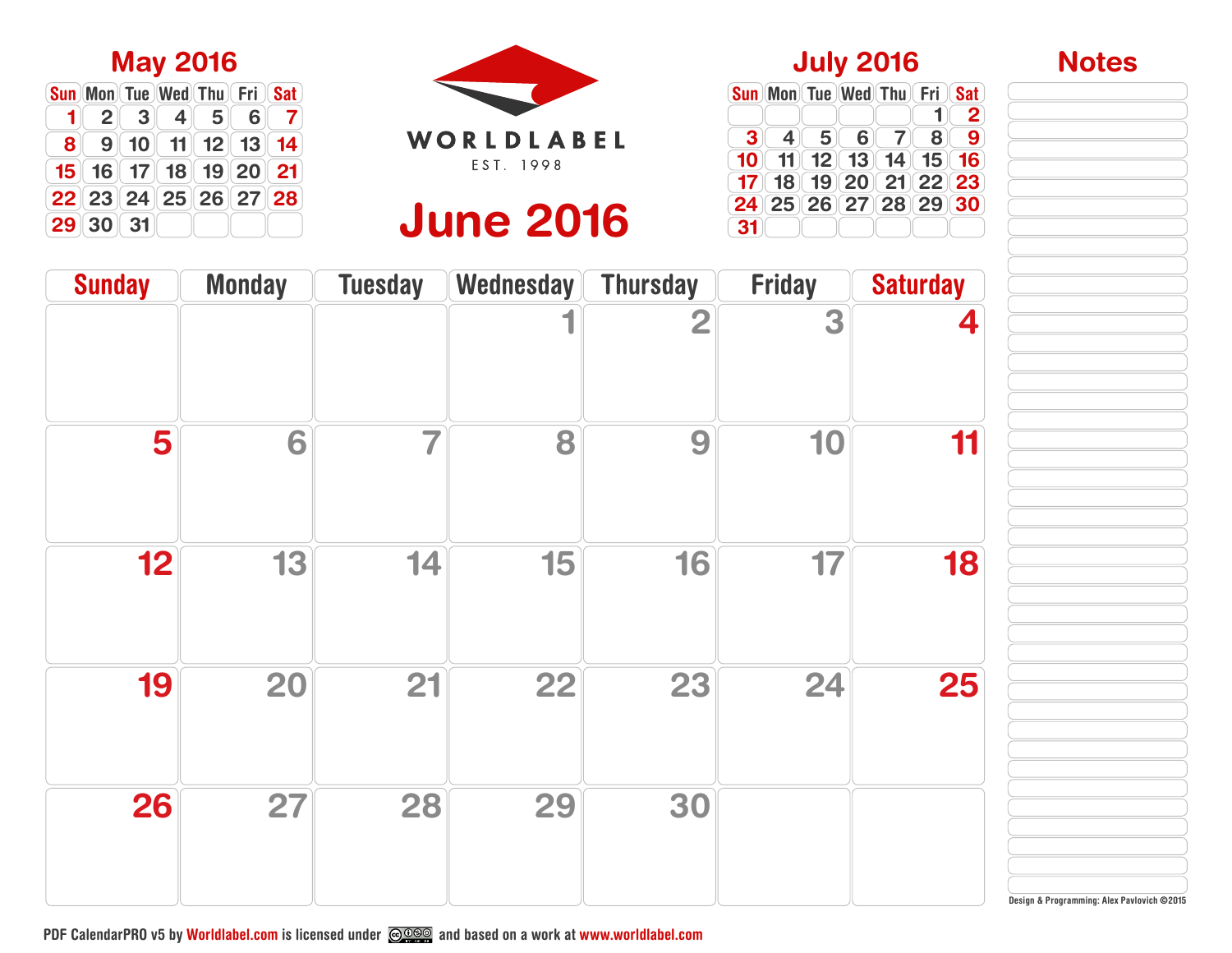## May 2016

| Sun | Mon | Tue | Wed | Thu | Fri | Sat |
|---|---|---|---|---|---|---|
| 1 | 2 | 3 | 4 | 5 | 6 | 7 |
| 8 | 9 | 10 | 11 | 12 | 13 | 14 |
| 15 | 16 | 17 | 18 | 19 | 20 | 21 |
| 22 | 23 | 24 | 25 | 26 | 27 | 28 |
| 29 | 30 | 31 | | | | |

WORLDLABEL

EST. 1998

# June 2016

## July 2016

| Sun | Mon | Tue | Wed | Thu | Fri | Sat |
|---|---|---|---|---|---|---|
| | | | | | 1 | 2 |
| 3 | 4 | 5 | 6 | 7 | 8 | 9 |
| 10 | 11 | 12 | 13 | 14 | 15 | 16 |
| 17 | 18 | 19 | 20 | 21 | 22 | 23 |
| 24 | 25 | 26 | 27 | 28 | 29 | 30 |
| 31 | | | | | | |

| Sunday | Monday | Tuesday | Wednesday | Thursday | Friday | Saturday |
|---|---|---|---|---|---|---|
| | | | 1 | 2 | 3 | 4 |
| 5 | 6 | 7 | 8 | 9 | 10 | 11 |
| 12 | 13 | 14 | 15 | 16 | 17 | 18 |
| 19 | 20 | 21 | 22 | 23 | 24 | 25 |
| 26 | 27 | 28 | 29 | 30 | | |

## Notes

Design & Programming: Alex Pavlovich ©2015

PDF CalendarPRO v5 by Worldlabel.com is licensed under and based on a work at www.worldlabel.com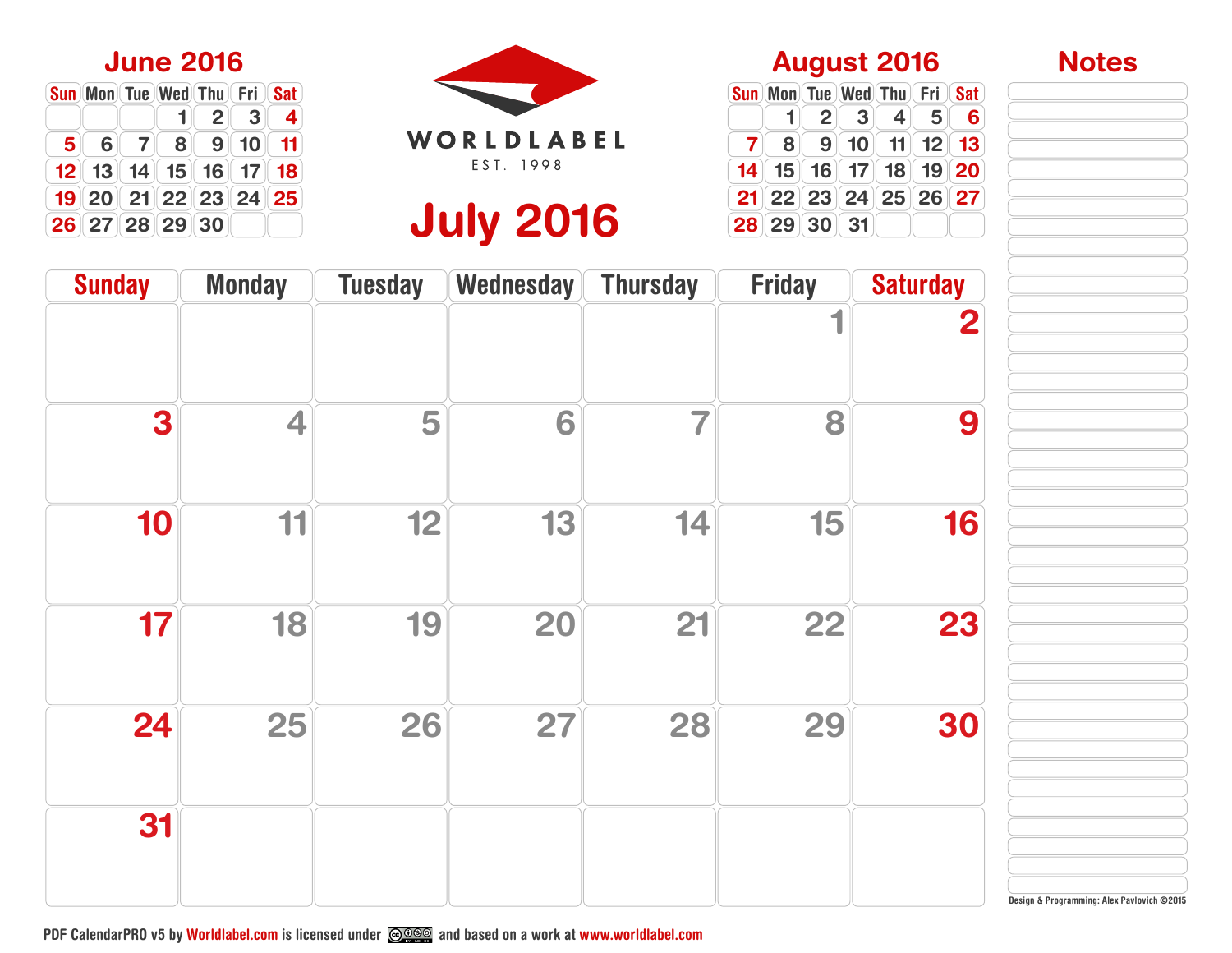## June 2016

| Sun | Mon | Tue | Wed | Thu | Fri | Sat |
|---|---|---|---|---|---|---|
| | | | 1 | 2 | 3 | 4 |
| 5 | 6 | 7 | 8 | 9 | 10 | 11 |
| 12 | 13 | 14 | 15 | 16 | 17 | 18 |
| 19 | 20 | 21 | 22 | 23 | 24 | 25 |
| 26 | 27 | 28 | 29 | 30 | | |

WORLDLABEL

EST. 1998

# July 2016

## August 2016

| Sun | Mon | Tue | Wed | Thu | Fri | Sat |
|---|---|---|---|---|---|---|
| | 1 | 2 | 3 | 4 | 5 | 6 |
| 7 | 8 | 9 | 10 | 11 | 12 | 13 |
| 14 | 15 | 16 | 17 | 18 | 19 | 20 |
| 21 | 22 | 23 | 24 | 25 | 26 | 27 |
| 28 | 29 | 30 | 31 | | | |

| Sunday | Monday | Tuesday | Wednesday | Thursday | Friday | Saturday |
|---|---|---|---|---|---|---|
| | | | | | 1 | 2 |
| 3 | 4 | 5 | 6 | 7 | 8 | 9 |
| 10 | 11 | 12 | 13 | 14 | 15 | 16 |
| 17 | 18 | 19 | 20 | 21 | 22 | 23 |
| 24 | 25 | 26 | 27 | 28 | 29 | 30 |
| 31 | | | | | | |

## Notes

Design & Programming: Alex Pavlovich ©2015

PDF CalendarPRO v5 by Worldlabel.com is licensed under [CC BY-NC-SA] and based on a work at www.worldlabel.com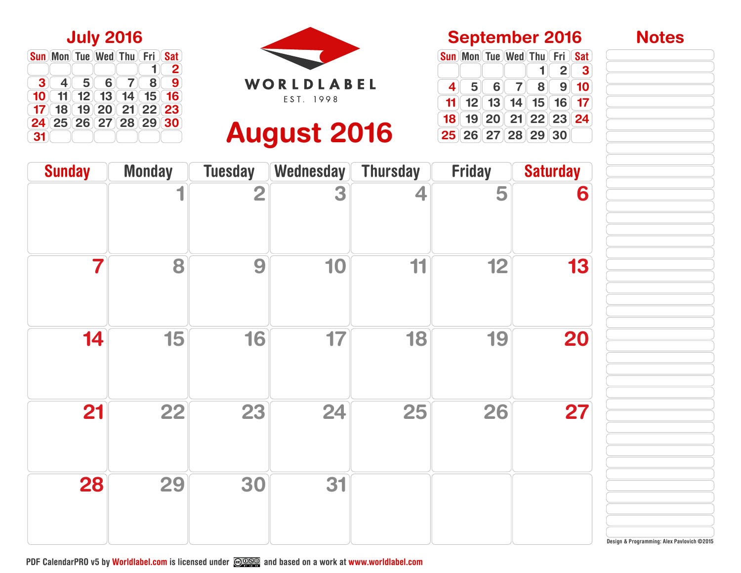## July 2016

| Sun | Mon | Tue | Wed | Thu | Fri | Sat |
|---|---|---|---|---|---|---|
| | | | | | 1 | 2 |
| 3 | 4 | 5 | 6 | 7 | 8 | 9 |
| 10 | 11 | 12 | 13 | 14 | 15 | 16 |
| 17 | 18 | 19 | 20 | 21 | 22 | 23 |
| 24 | 25 | 26 | 27 | 28 | 29 | 30 |
| 31 | | | | | | |

WORLDLABEL

EST. 1998

# August 2016

## September 2016

| Sun | Mon | Tue | Wed | Thu | Fri | Sat |
|---|---|---|---|---|---|---|
| | | | | 1 | 2 | 3 |
| 4 | 5 | 6 | 7 | 8 | 9 | 10 |
| 11 | 12 | 13 | 14 | 15 | 16 | 17 |
| 18 | 19 | 20 | 21 | 22 | 23 | 24 |
| 25 | 26 | 27 | 28 | 29 | 30 | |

| Sunday | Monday | Tuesday | Wednesday | Thursday | Friday | Saturday |
|---|---|---|---|---|---|---|
| | 1 | 2 | 3 | 4 | 5 | 6 |
| 7 | 8 | 9 | 10 | 11 | 12 | 13 |
| 14 | 15 | 16 | 17 | 18 | 19 | 20 |
| 21 | 22 | 23 | 24 | 25 | 26 | 27 |
| 28 | 29 | 30 | 31 | | | |

## Notes

Design & Programming: Alex Pavlovich ©2015

PDF CalendarPRO v5 by Worldlabel.com is licensed under CC BY-NC-SA and based on a work at www.worldlabel.com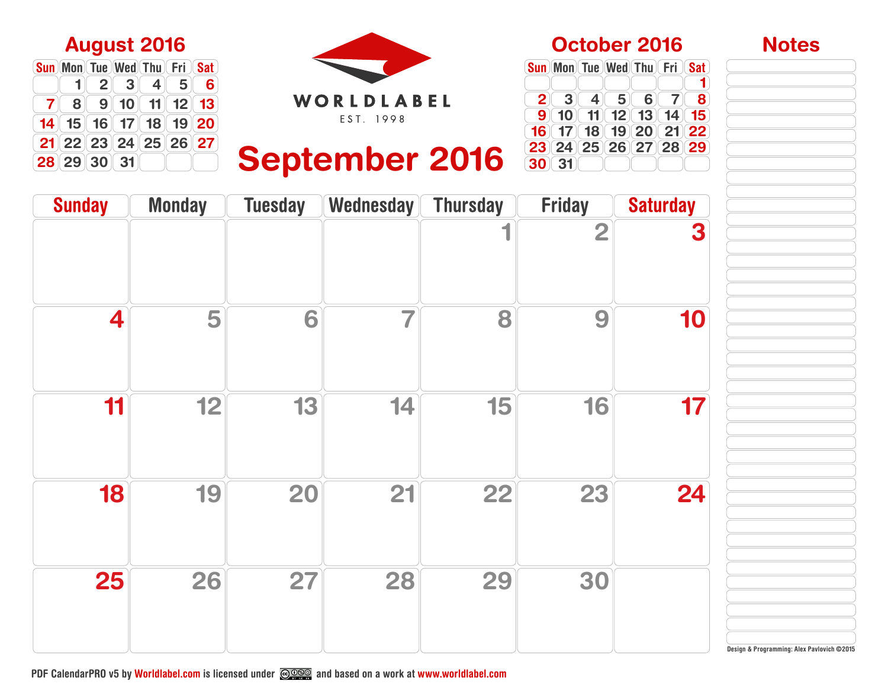## August 2016

| Sun | Mon | Tue | Wed | Thu | Fri | Sat |
|---|---|---|---|---|---|---|
| | 1 | 2 | 3 | 4 | 5 | 6 |
| 7 | 8 | 9 | 10 | 11 | 12 | 13 |
| 14 | 15 | 16 | 17 | 18 | 19 | 20 |
| 21 | 22 | 23 | 24 | 25 | 26 | 27 |
| 28 | 29 | 30 | 31 | | | |

WORLDLABEL

EST. 1998

# September 2016

## October 2016

| Sun | Mon | Tue | Wed | Thu | Fri | Sat |
|---|---|---|---|---|---|---|
| | | | | | | 1 |
| 2 | 3 | 4 | 5 | 6 | 7 | 8 |
| 9 | 10 | 11 | 12 | 13 | 14 | 15 |
| 16 | 17 | 18 | 19 | 20 | 21 | 22 |
| 23 | 24 | 25 | 26 | 27 | 28 | 29 |
| 30 | 31 | | | | | |

## Notes

| Sunday | Monday | Tuesday | Wednesday | Thursday | Friday | Saturday |
|---|---|---|---|---|---|---|
| | | | | 1 | 2 | 3 |
| 4 | 5 | 6 | 7 | 8 | 9 | 10 |
| 11 | 12 | 13 | 14 | 15 | 16 | 17 |
| 18 | 19 | 20 | 21 | 22 | 23 | 24 |
| 25 | 26 | 27 | 28 | 29 | 30 | |

Design & Programming: Alex Pavlovich ©2015

PDF CalendarPRO v5 by Worldlabel.com is licensed under and based on a work at www.worldlabel.com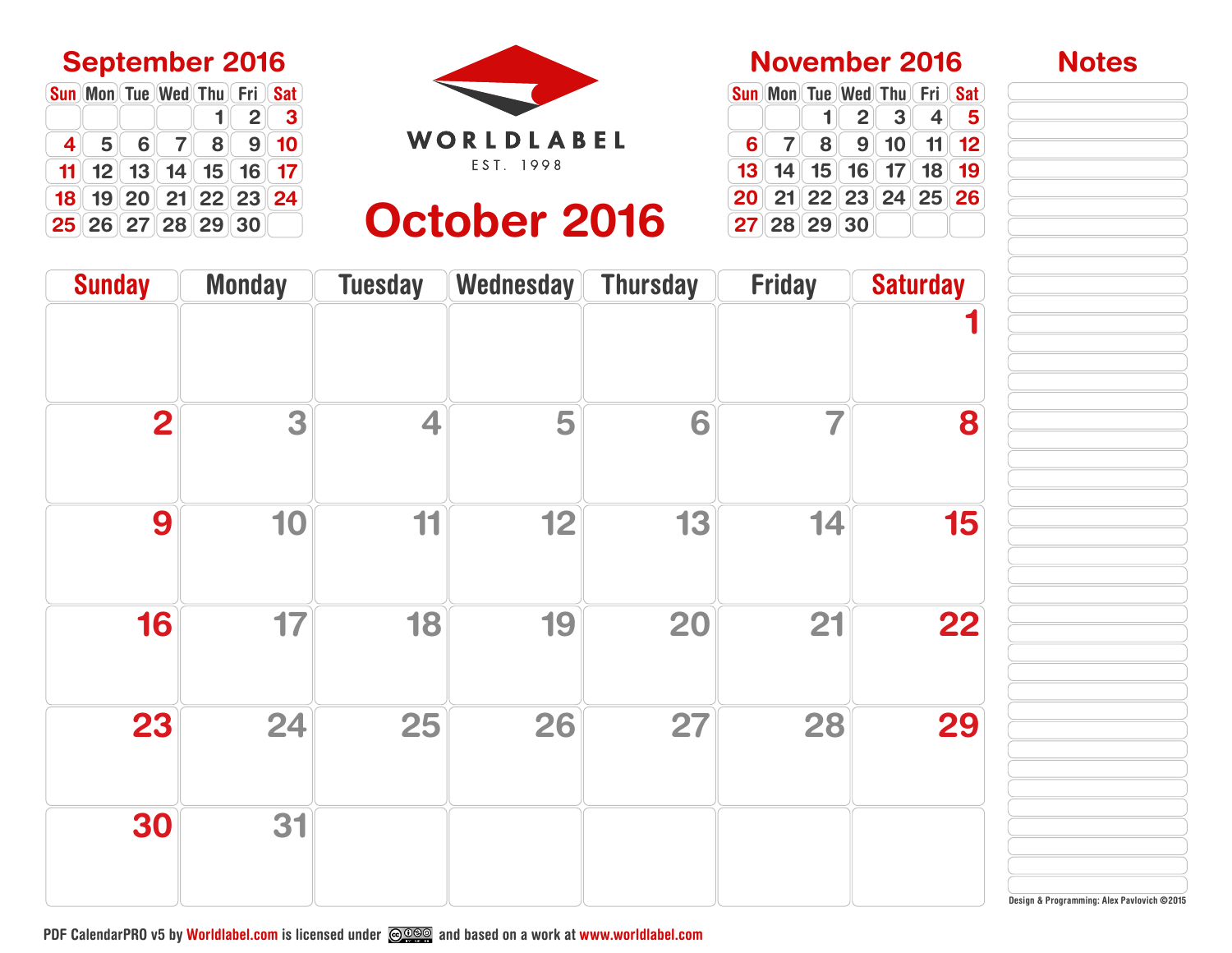## September 2016

| Sun | Mon | Tue | Wed | Thu | Fri | Sat |
|---|---|---|---|---|---|---|
| | | | | 1 | 2 | 3 |
| 4 | 5 | 6 | 7 | 8 | 9 | 10 |
| 11 | 12 | 13 | 14 | 15 | 16 | 17 |
| 18 | 19 | 20 | 21 | 22 | 23 | 24 |
| 25 | 26 | 27 | 28 | 29 | 30 | |

WORLDLABEL

EST. 1998

# October 2016

## November 2016

| Sun | Mon | Tue | Wed | Thu | Fri | Sat |
|---|---|---|---|---|---|---|
| | | 1 | 2 | 3 | 4 | 5 |
| 6 | 7 | 8 | 9 | 10 | 11 | 12 |
| 13 | 14 | 15 | 16 | 17 | 18 | 19 |
| 20 | 21 | 22 | 23 | 24 | 25 | 26 |
| 27 | 28 | 29 | 30 | | | |

| Sunday | Monday | Tuesday | Wednesday | Thursday | Friday | Saturday |
|---|---|---|---|---|---|---|
| | | | | | | 1 |
| 2 | 3 | 4 | 5 | 6 | 7 | 8 |
| 9 | 10 | 11 | 12 | 13 | 14 | 15 |
| 16 | 17 | 18 | 19 | 20 | 21 | 22 |
| 23 | 24 | 25 | 26 | 27 | 28 | 29 |
| 30 | 31 | | | | | |

## Notes

Design & Programming: Alex Pavlovich ©2015

PDF CalendarPRO v5 by Worldlabel.com is licensed under CC BY-NC-SA and based on a work at www.worldlabel.com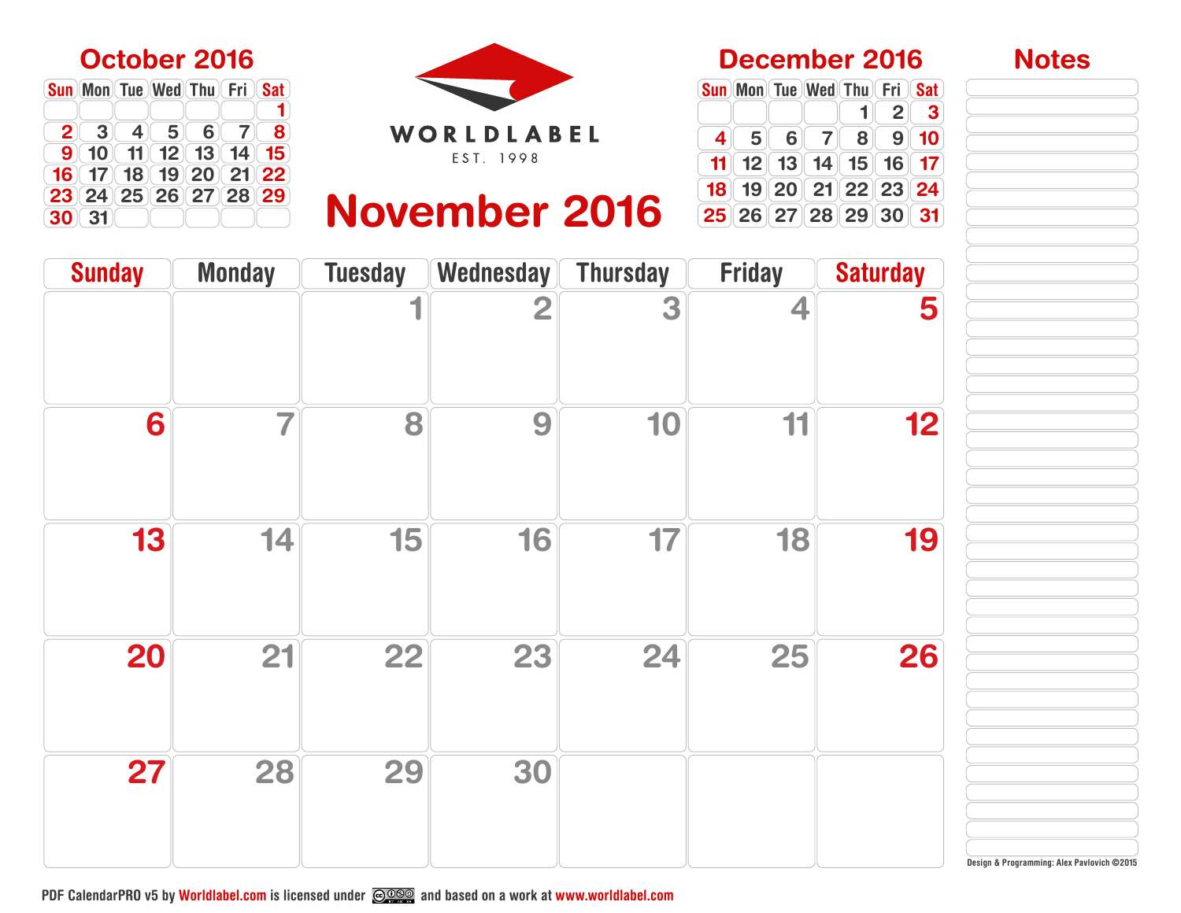## October 2016

| Sun | Mon | Tue | Wed | Thu | Fri | Sat |
|---|---|---|---|---|---|---|
| | | | | | | 1 |
| 2 | 3 | 4 | 5 | 6 | 7 | 8 |
| 9 | 10 | 11 | 12 | 13 | 14 | 15 |
| 16 | 17 | 18 | 19 | 20 | 21 | 22 |
| 23 | 24 | 25 | 26 | 27 | 28 | 29 |
| 30 | 31 | | | | | |

WORLDLABEL

EST. 1998

# November 2016

## December 2016

| Sun | Mon | Tue | Wed | Thu | Fri | Sat |
|---|---|---|---|---|---|---|
| | | | | 1 | 2 | 3 |
| 4 | 5 | 6 | 7 | 8 | 9 | 10 |
| 11 | 12 | 13 | 14 | 15 | 16 | 17 |
| 18 | 19 | 20 | 21 | 22 | 23 | 24 |
| 25 | 26 | 27 | 28 | 29 | 30 | 31 |

| Sunday | Monday | Tuesday | Wednesday | Thursday | Friday | Saturday |
|---|---|---|---|---|---|---|
| | | 1 | 2 | 3 | 4 | 5 |
| 6 | 7 | 8 | 9 | 10 | 11 | 12 |
| 13 | 14 | 15 | 16 | 17 | 18 | 19 |
| 20 | 21 | 22 | 23 | 24 | 25 | 26 |
| 27 | 28 | 29 | 30 | | | |

## Notes

Design & Programming: Alex Pavlovich ©2015

PDF CalendarPRO v5 by Worldlabel.com is licensed under CC BY-NC-SA and based on a work at www.worldlabel.com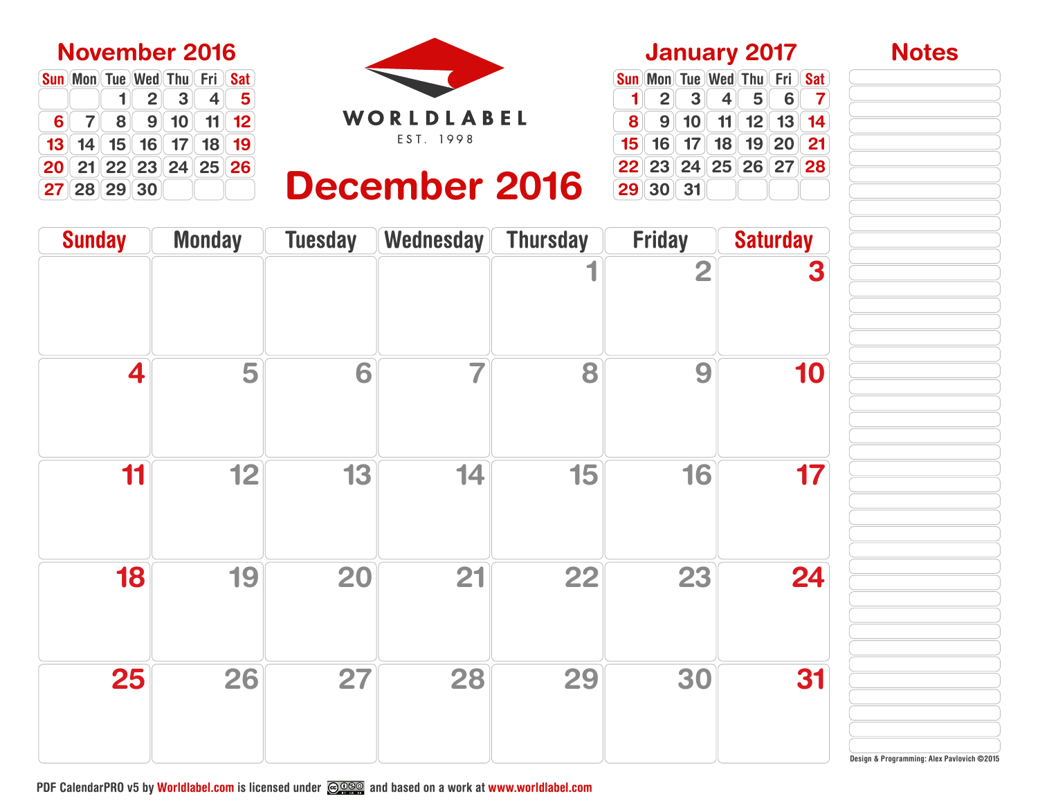## November 2016

| Sun | Mon | Tue | Wed | Thu | Fri | Sat |
|---|---|---|---|---|---|---|
| | | 1 | 2 | 3 | 4 | 5 |
| 6 | 7 | 8 | 9 | 10 | 11 | 12 |
| 13 | 14 | 15 | 16 | 17 | 18 | 19 |
| 20 | 21 | 22 | 23 | 24 | 25 | 26 |
| 27 | 28 | 29 | 30 | | | |

WORLDLABEL

EST. 1998

# December 2016

## January 2017

| Sun | Mon | Tue | Wed | Thu | Fri | Sat |
|---|---|---|---|---|---|---|
| 1 | 2 | 3 | 4 | 5 | 6 | 7 |
| 8 | 9 | 10 | 11 | 12 | 13 | 14 |
| 15 | 16 | 17 | 18 | 19 | 20 | 21 |
| 22 | 23 | 24 | 25 | 26 | 27 | 28 |
| 29 | 30 | 31 | | | | |

## Notes

| Sunday | Monday | Tuesday | Wednesday | Thursday | Friday | Saturday |
|---|---|---|---|---|---|---|
| | | | | 1 | 2 | 3 |
| 4 | 5 | 6 | 7 | 8 | 9 | 10 |
| 11 | 12 | 13 | 14 | 15 | 16 | 17 |
| 18 | 19 | 20 | 21 | 22 | 23 | 24 |
| 25 | 26 | 27 | 28 | 29 | 30 | 31 |

Design & Programming: Alex Pavlovich ©2015

PDF CalendarPRO v5 by Worldlabel.com is licensed under and based on a work at www.worldlabel.com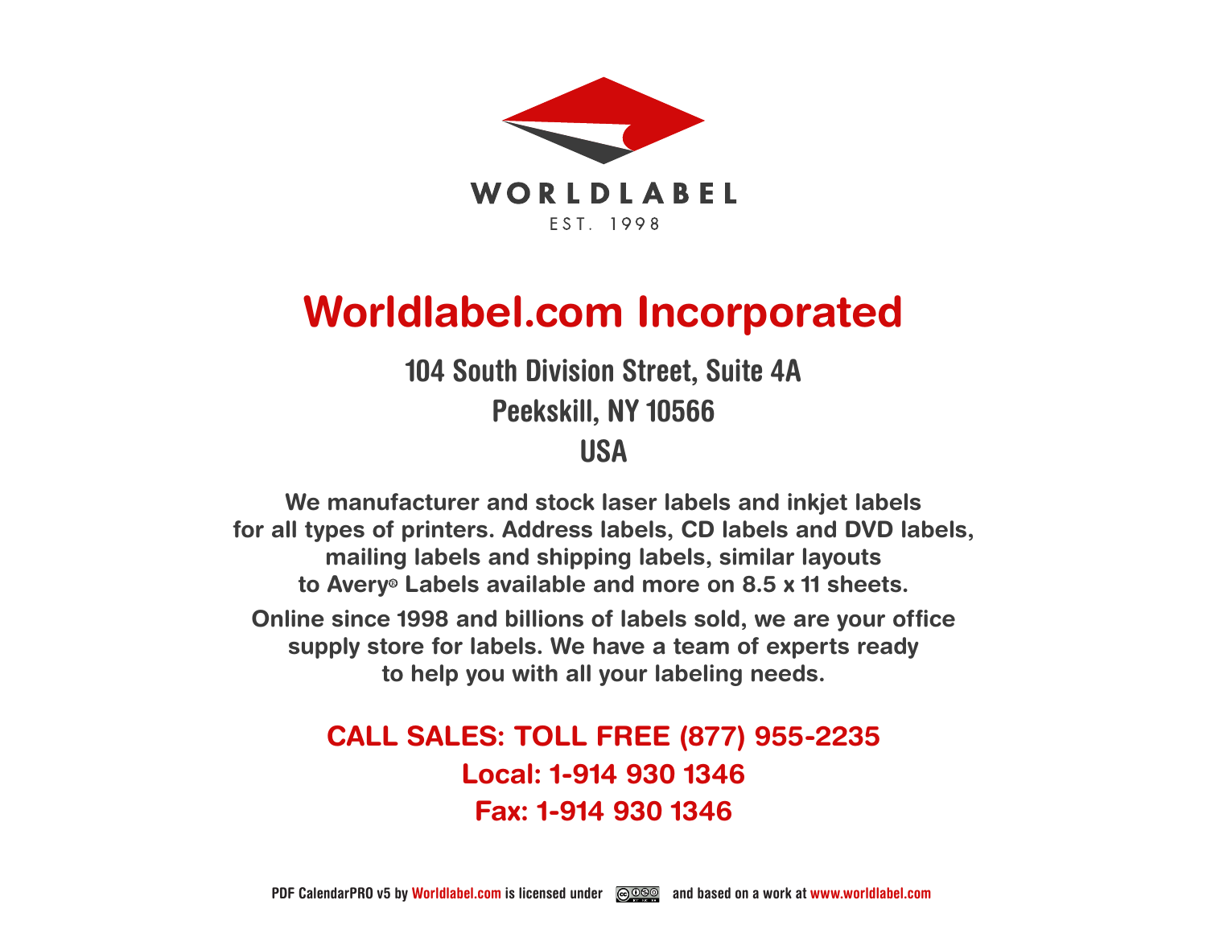WORLDLABEL

EST. 1998

# Worldlabel.com Incorporated

**104 South Division Street, Suite 4A**

**Peekskill, NY 10566**

**USA**

**We manufacturer and stock laser labels and inkjet labels for all types of printers. Address labels, CD labels and DVD labels, mailing labels and shipping labels, similar layouts to Avery® Labels available and more on 8.5 x 11 sheets.**

**Online since 1998 and billions of labels sold, we are your office supply store for labels. We have a team of experts ready to help you with all your labeling needs.**

**CALL SALES: TOLL FREE (877) 955-2235**

**Local: 1-914 930 1346**

**Fax: 1-914 930 1346**

PDF CalendarPRO v5 by Worldlabel.com is licensed under and based on a work at www.worldlabel.com